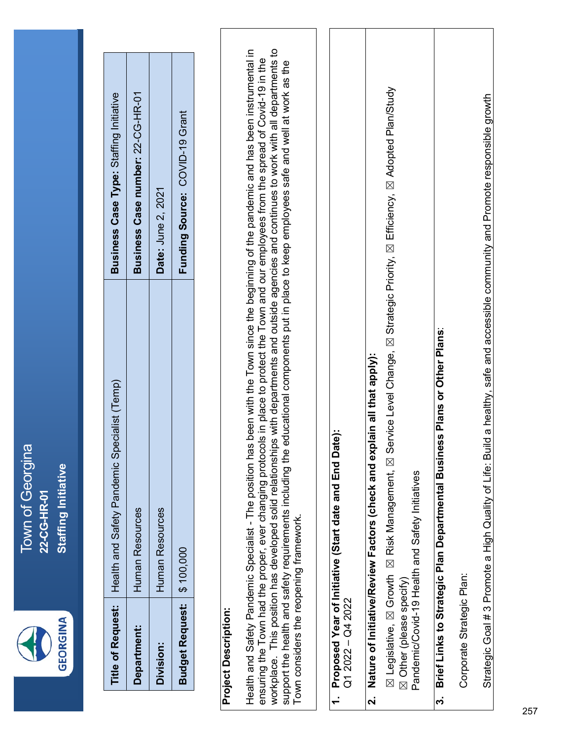# Town of Georgina

## 22-CG-HR-01

## Staffing Initiative

| Title of Request: | Health and Safety Pandemic Specialist (Temp) | Business Case Type: Staffing Initiative |
|---|---|---|
| Department: | Human Resources | Business Case number: 22-CG-HR-01 |
| Division: | Human Resources | Date: June 2, 2021 |
| Budget Request: | $ 100,000 | Funding Source: COVID-19 Grant |

**Project Description:**

Health and Safety Pandemic Specialist - The position has been with the Town since the beginning of the pandemic and has been instrumental in ensuring the Town had the proper, ever changing protocols in place to protect the Town and our employees from the spread of Covid-19 in the workplace. This position has developed solid relationships with departments and outside agencies and continues to work with all departments to support the health and safety requirements including the educational components put in place to keep employees safe and well at work as the Town considers the reopening framework.

**1. Proposed Year of Initiative (Start date and End Date):**

Q1 2022 – Q4 2022

**2. Nature of Initiative/Review Factors (check and explain all that apply):**

☒ Legislative, ☒ Growth ☒ Risk Management, ☒ Service Level Change, ☒ Strategic Priority, ☒ Efficiency, ☒ Adopted Plan/Study
☒ Other (please specify)
Pandemic/Covid-19 Health and Safety Initiatives

**3. Brief Links to Strategic Plan Departmental Business Plans or Other Plans:**

Corporate Strategic Plan:

Strategic Goal # 3 Promote a High Quality of Life: Build a healthy, safe and accessible community and Promote responsible growth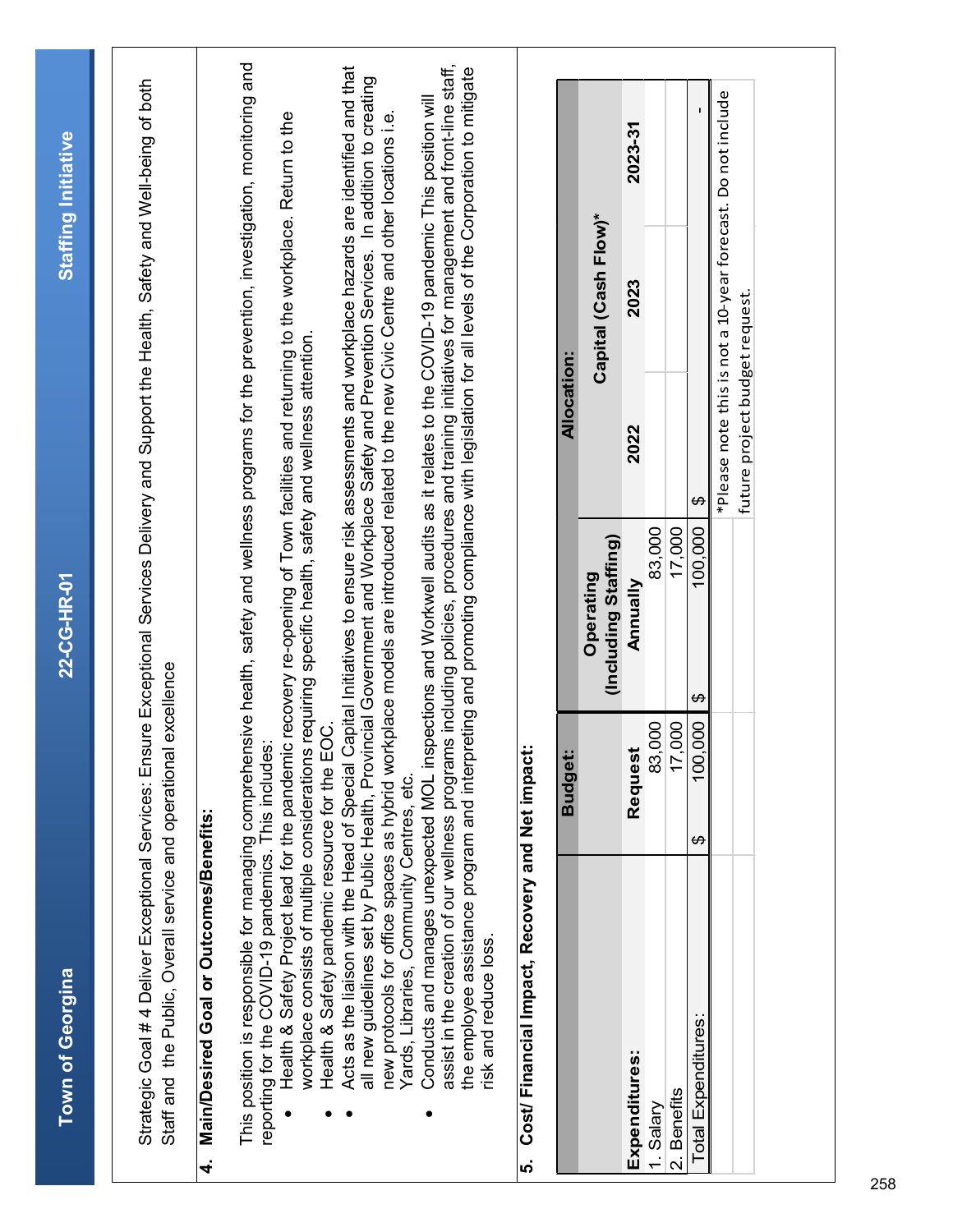Strategic Goal # 4 Deliver Exceptional Services: Ensure Exceptional Services Delivery and Support the Health, Safety and Well-being of both Staff and the Public, Overall service and operational excellence

## 4. Main/Desired Goal or Outcomes/Benefits:

This position is responsible for managing comprehensive health, safety and wellness programs for the prevention, investigation, monitoring and reporting for the COVID-19 pandemics. This includes:

- Health & Safety Project lead for the pandemic recovery re-opening of Town facilities and returning to the workplace. Return to the workplace consists of multiple considerations requiring specific health, safety and wellness attention.
- Health & Safety pandemic resource for the EOC.
- Acts as the liaison with the Head of Special Capital Initiatives to ensure risk assessments and workplace hazards are identified and that all new guidelines set by Public Health, Provincial Government and Workplace Safety and Prevention Services. In addition to creating new protocols for office spaces as hybrid workplace models are introduced related to the new Civic Centre and other locations i.e. Yards, Libraries, Community Centres, etc.
- Conducts and manages unexpected MOL inspections and Workwell audits as it relates to the COVID-19 pandemic This position will assist in the creation of our wellness programs including policies, procedures and training initiatives for management and front-line staff, the employee assistance program and interpreting and promoting compliance with legislation for all levels of the Corporation to mitigate risk and reduce loss.

## 5. Cost/ Financial Impact, Recovery and Net impact:

| | Budget: | Allocation: | | | |
|---|---|---|---|---|---|
| | | Operating (Including Staffing) | Capital (Cash Flow)* | | |
| **Expenditures:** | **Request** | **Annually** | **2022** | **2023** | **2023-31** |
| 1. Salary | 83,000 | 83,000 | | | |
| 2. Benefits | 17,000 | 17,000 | | | |
| Total Expenditures: | $ 100,000 | $ 100,000 | $ | | - |

*Please note this is not a 10-year forecast. Do not include future project budget request.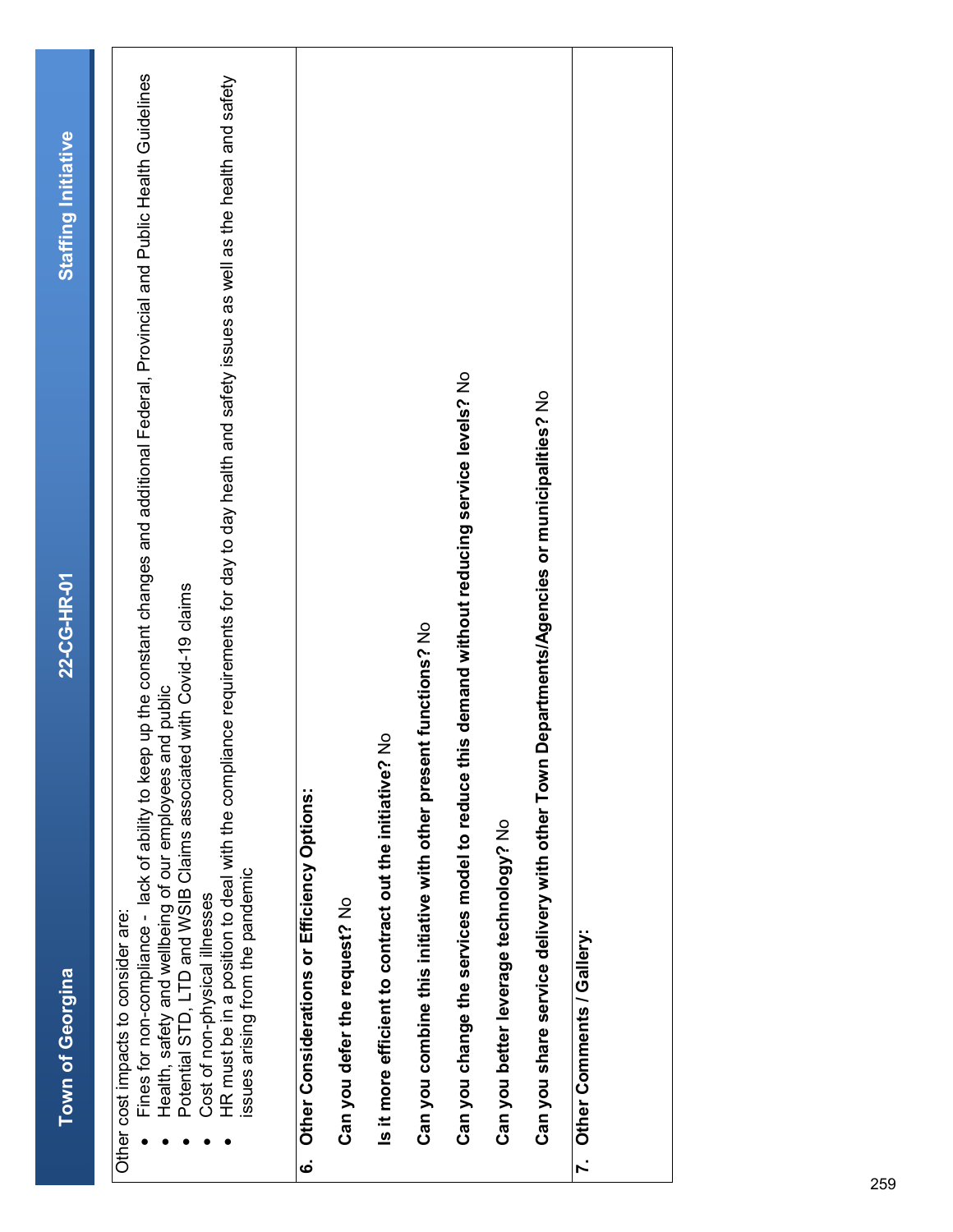Other cost impacts to consider are:

- Fines for non-compliance - lack of ability to keep up the constant changes and additional Federal, Provincial and Public Health Guidelines
- Health, safety and wellbeing of our employees and public
- Potential STD, LTD and WSIB Claims associated with Covid-19 claims
- Cost of non-physical illnesses
- HR must be in a position to deal with the compliance requirements for day to day health and safety issues as well as the health and safety issues arising from the pandemic

## 6. Other Considerations or Efficiency Options:

**Can you defer the request?** No

**Is it more efficient to contract out the initiative?** No

**Can you combine this initiative with other present functions?** No

**Can you change the services model to reduce this demand without reducing service levels?** No

**Can you better leverage technology?** No

**Can you share service delivery with other Town Departments/Agencies or municipalities?** No

## 7. Other Comments / Gallery: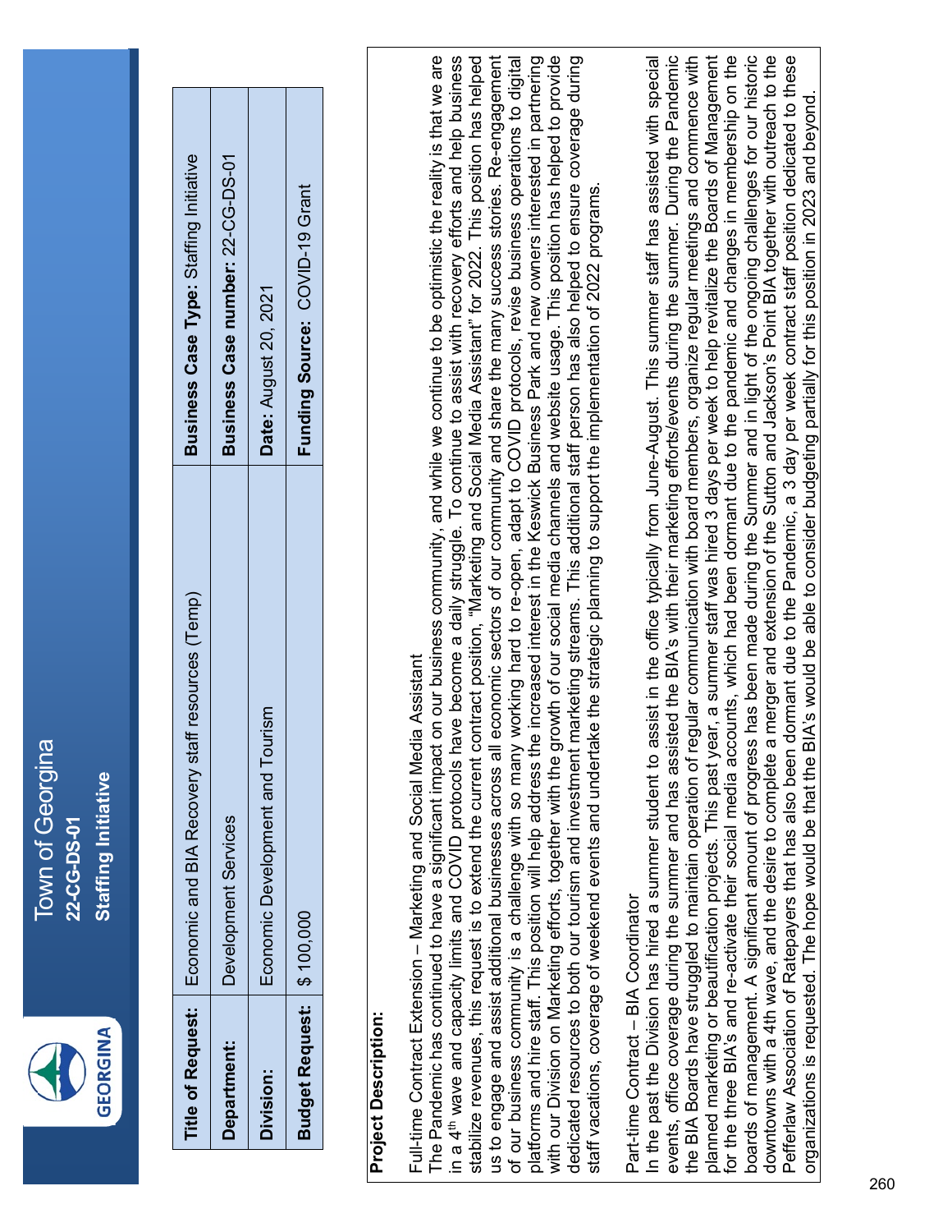# Town of Georgina

**22-CG-DS-01**

**Staffing Initiative**

| **Title of Request:** | Economic and BIA Recovery staff resources (Temp) | **Business Case Type:** Staffing Initiative |
|---|---|---|
| **Department:** | Development Services | **Business Case number:** 22-CG-DS-01 |
| **Division:** | Economic Development and Tourism | **Date:** August 20, 2021 |
| **Budget Request:** | $ 100,000 | **Funding Source:** COVID-19 Grant |

**Project Description:**

Full-time Contract Extension – Marketing and Social Media Assistant

The Pandemic has continued to have a significant impact on our business community, and while we continue to be optimistic the reality is that we are in a 4th wave and capacity limits and COVID protocols have become a daily struggle. To continue to assist with recovery efforts and help business stabilize revenues, this request is to extend the current contract position, "Marketing and Social Media Assistant" for 2022. This position has helped us to engage and assist additional businesses across all economic sectors of our community and share the many success stories. Re-engagement of our business community is a challenge with so many working hard to re-open, adapt to COVID protocols, revise business operations to digital platforms and hire staff. This position will help address the increased interest in the Keswick Business Park and new owners interested in partnering with our Division on Marketing efforts, together with the growth of our social media channels and website usage. This position has helped to provide dedicated resources to both our tourism and investment marketing streams. This additional staff person has also helped to ensure coverage during staff vacations, coverage of weekend events and undertake the strategic planning to support the implementation of 2022 programs.

Part-time Contract – BIA Coordinator

In the past the Division has hired a summer student to assist in the office typically from June-August. This summer staff has assisted with special events, office coverage during the summer and has assisted the BIA's with their marketing efforts/events during the summer. During the Pandemic the BIA Boards have struggled to maintain operation of regular communication with board members, organize regular meetings and commence with planned marketing or beautification projects. This past year, a summer staff was hired 3 days per week to help revitalize the Boards of Management for the three BIA's and re-activate their social media accounts, which had been dormant due to the pandemic and changes in membership on the boards of management. A significant amount of progress has been made during the Summer and in light of the ongoing challenges for our historic downtowns with a 4th wave, and the desire to complete a merger and extension of the Sutton and Jackson's Point BIA together with outreach to the Pefferlaw Association of Ratepayers that has also been dormant due to the Pandemic, a 3 day per week contract staff position dedicated to these organizations is requested. The hope would be that the BIA's would be able to consider budgeting partially for this position in 2023 and beyond.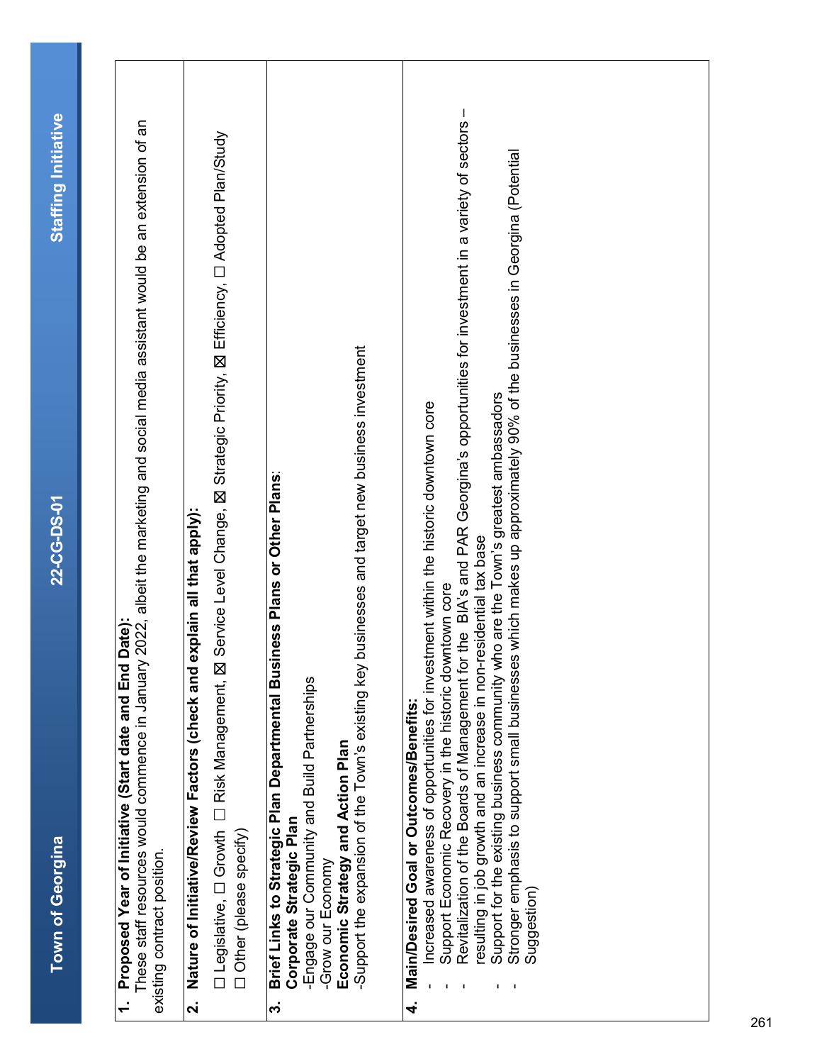**1. Proposed Year of Initiative (Start date and End Date):**
These staff resources would commence in January 2022, albeit the marketing and social media assistant would be an extension of an existing contract position.

**2. Nature of Initiative/Review Factors (check and explain all that apply):**

☐ Legislative, ☐ Growth ☐ Risk Management, ☒ Service Level Change, ☒ Strategic Priority, ☒ Efficiency, ☐ Adopted Plan/Study
☐ Other (please specify)

**3. Brief Links to Strategic Plan Departmental Business Plans or Other Plans:**

**Corporate Strategic Plan**
-Engage our Community and Build Partnerships
-Grow our Economy

**Economic Strategy and Action Plan**
-Support the expansion of the Town's existing key businesses and target new business investment

**4. Main/Desired Goal or Outcomes/Benefits:**

- Increased awareness of opportunities for investment within the historic downtown core
- Support Economic Recovery in the historic downtown core
- Revitalization of the Boards of Management for the BIA's and PAR Georgina's opportunities for investment in a variety of sectors – resulting in job growth and an increase in non-residential tax base
- Support for the existing business community who are the Town's greatest ambassadors
- Stronger emphasis to support small businesses which makes up approximately 90% of the businesses in Georgina (Potential Suggestion)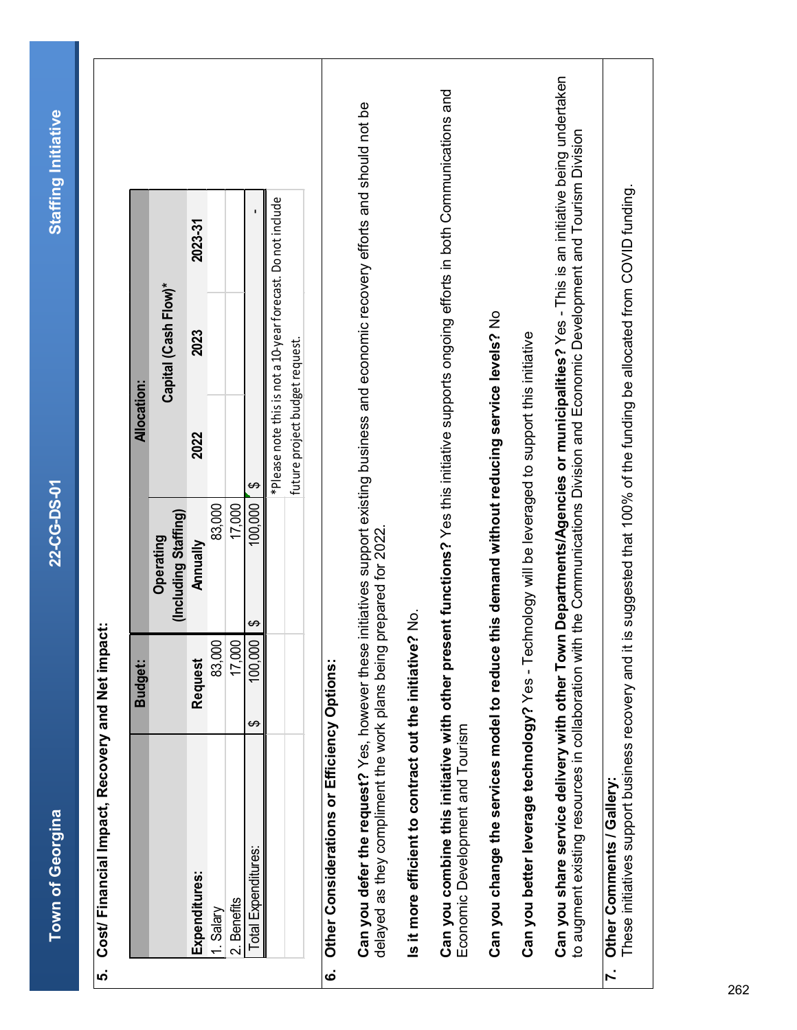## 5. Cost/ Financial Impact, Recovery and Net impact:

| Expenditures: | Budget: Request | Operating (Including Staffing) Annually | Allocation: Capital (Cash Flow)* 2022 | 2023 | 2023-31 |
|---|---|---|---|---|---|
| 1. Salary | 83,000 | 83,000 | | | |
| 2. Benefits | 17,000 | 17,000 | | | |
| Total Expenditures: | $ 100,000 | $ 100,000 | $ | | - |

*Please note this is not a 10-year forecast. Do not include future project budget request.

## 6. Other Considerations or Efficiency Options:

**Can you defer the request?** Yes, however these initiatives support existing business and economic recovery efforts and should not be delayed as they compliment the work plans being prepared for 2022.

**Is it more efficient to contract out the initiative?** No.

**Can you combine this initiative with other present functions?** Yes this initiative supports ongoing efforts in both Communications and Economic Development and Tourism

**Can you change the services model to reduce this demand without reducing service levels?** No

**Can you better leverage technology?** Yes - Technology will be leveraged to support this initiative

**Can you share service delivery with other Town Departments/Agencies or municipalities?** Yes - This is an initiative being undertaken to augment existing resources in collaboration with the Communications Division and Economic Development and Tourism Division

## 7. Other Comments / Gallery:

These initiatives support business recovery and it is suggested that 100% of the funding be allocated from COVID funding.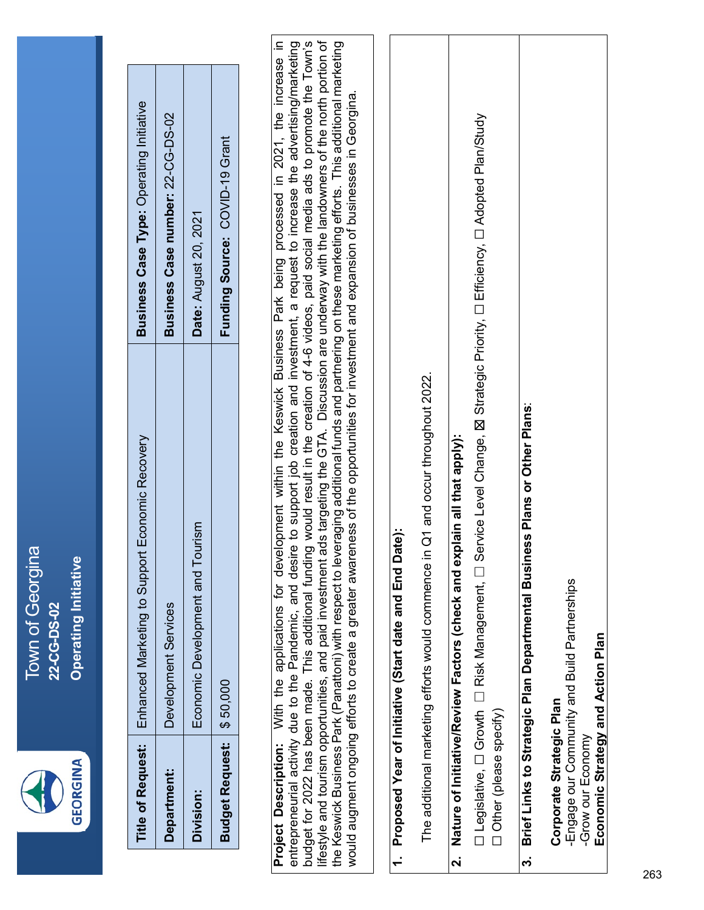# Town of Georgina

**22-CG-DS-02**

**Operating Initiative**

| **Title of Request:** | Enhanced Marketing to Support Economic Recovery | **Business Case Type:** Operating Initiative |
|---|---|---|
| **Department:** | Development Services | **Business Case number:** 22-CG-DS-02 |
| **Division:** | Economic Development and Tourism | **Date:** August 20, 2021 |
| **Budget Request:** | $ 50,000 | **Funding Source:** COVID-19 Grant |

**Project Description:** With the applications for development within the Keswick Business Park being processed in 2021, the increase in entrepreneurial activity due to the Pandemic, and desire to support job creation and investment, a request to increase the advertising/marketing budget for 2022 has been made. This additional funding would result in the creation of 4-6 videos, paid social media ads to promote the Town's lifestyle and tourism opportunities, and paid investment ads targeting the GTA. Discussion are underway with the landowners of the north portion of the Keswick Business Park (Panattoni) with respect to leveraging additional funds and partnering on these marketing efforts. This additional marketing would augment ongoing efforts to create a greater awareness of the opportunities for investment and expansion of businesses in Georgina.

**1. Proposed Year of Initiative (Start date and End Date):**

The additional marketing efforts would commence in Q1 and occur throughout 2022.

**2. Nature of Initiative/Review Factors (check and explain all that apply):**

☐ Legislative, ☐ Growth ☐ Risk Management, ☐ Service Level Change, ☒ Strategic Priority, ☐ Efficiency, ☐ Adopted Plan/Study
☐ Other (please specify)

**3. Brief Links to Strategic Plan Departmental Business Plans or Other Plans:**

**Corporate Strategic Plan**
-Engage our Community and Build Partnerships
-Grow our Economy
**Economic Strategy and Action Plan**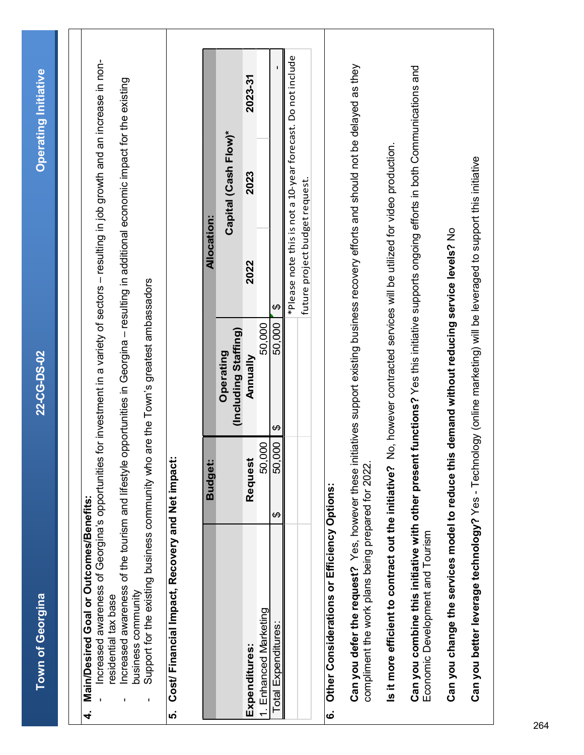## 4. Main/Desired Goal or Outcomes/Benefits:

- Increased awareness of Georgina's opportunities for investment in a variety of sectors – resulting in job growth and an increase in non-residential tax base
- Increased awareness of the tourism and lifestyle opportunities in Georgina – resulting in additional economic impact for the existing business community
- Support for the existing business community who are the Town's greatest ambassadors

## 5. Cost/ Financial Impact, Recovery and Net impact:

| | Budget: | Allocation: | | | |
|---|---|---|---|---|---|
| | | Operating (Including Staffing) | Capital (Cash Flow)* | | |
| **Expenditures:** | **Request** | **Annually** | **2022** | **2023** | **2023-31** |
| 1. Enhanced Marketing | 50,000 | 50,000 | | | |
| Total Expenditures: | $ 50,000 | $ 50,000 | $ - | | |

*Please note this is not a 10-year forecast. Do not include future project budget request.

## 6. Other Considerations or Efficiency Options:

**Can you defer the request?** Yes, however these initiatives support existing business recovery efforts and should not be delayed as they compliment the work plans being prepared for 2022.

**Is it more efficient to contract out the initiative?** No, however contracted services will be utilized for video production.

**Can you combine this initiative with other present functions?** Yes this initiative supports ongoing efforts in both Communications and Economic Development and Tourism

**Can you change the services model to reduce this demand without reducing service levels?** No

**Can you better leverage technology?** Yes - Technology (online marketing) will be leveraged to support this initiative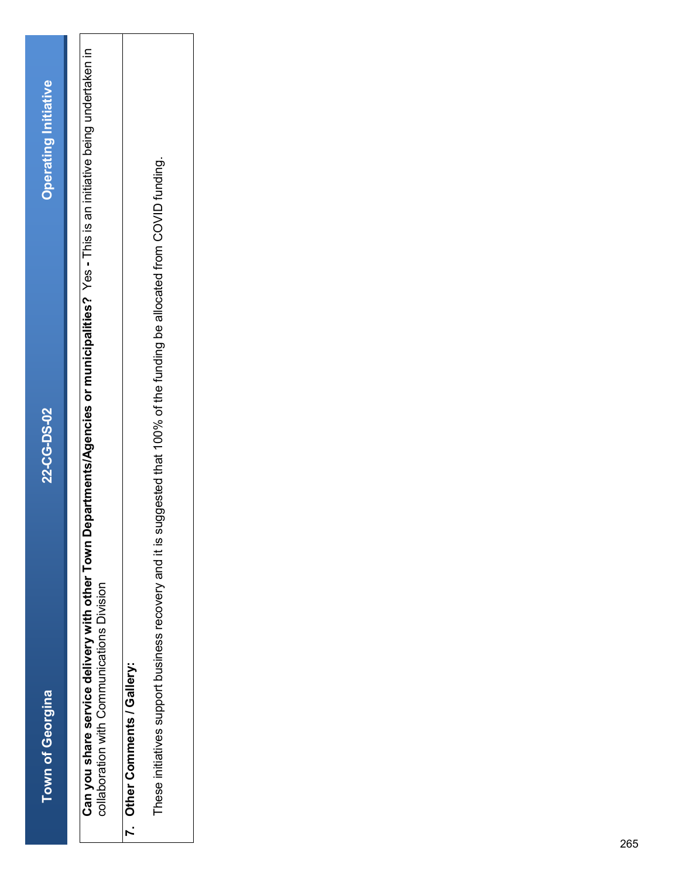**Can you share service delivery with other Town Departments/Agencies or municipalities?** Yes **-** This is an initiative being undertaken in collaboration with Communications Division

**7. Other Comments / Gallery:**

These initiatives support business recovery and it is suggested that 100% of the funding be allocated from COVID funding.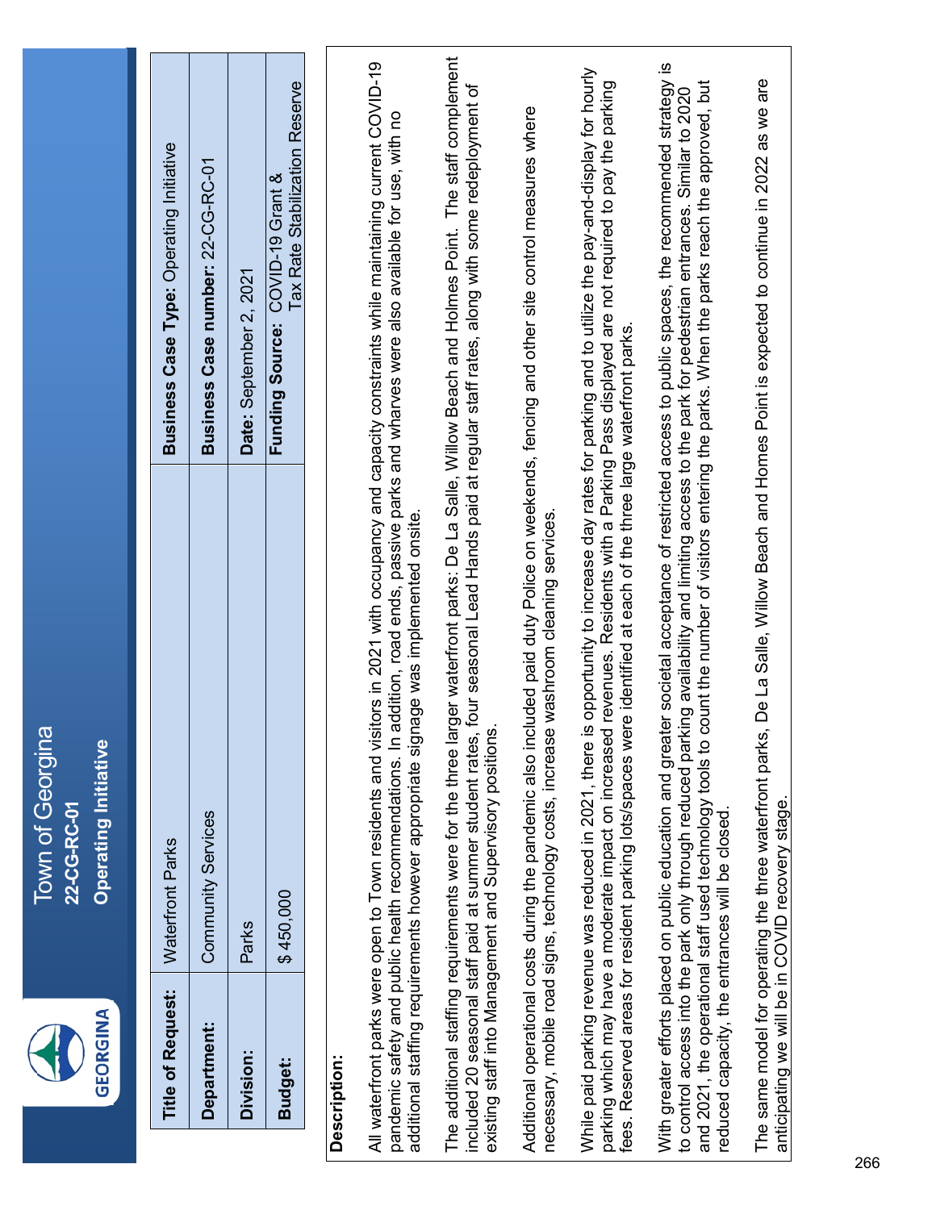# Town of Georgina

**22-CG-RC-01**

**Operating Initiative**

| **Title of Request:** | Waterfront Parks | **Business Case Type:** Operating Initiative |
|---|---|---|
| **Department:** | Community Services | **Business Case number:** 22-CG-RC-01 |
| **Division:** | Parks | **Date:** September 2, 2021 |
| **Budget:** | $ 450,000 | **Funding Source:** COVID-19 Grant & Tax Rate Stabilization Reserve |

**Description:**

All waterfront parks were open to Town residents and visitors in 2021 with occupancy and capacity constraints while maintaining current COVID-19 pandemic safety and public health recommendations. In addition, road ends, passive parks and wharves were also available for use, with no additional staffing requirements however appropriate signage was implemented onsite.

The additional staffing requirements were for the three larger waterfront parks: De La Salle, Willow Beach and Holmes Point. The staff complement included 20 seasonal staff paid at summer student rates, four seasonal Lead Hands paid at regular staff rates, along with some redeployment of existing staff into Management and Supervisory positions.

Additional operational costs during the pandemic also included paid duty Police on weekends, fencing and other site control measures where necessary, mobile road signs, technology costs, increase washroom cleaning services.

While paid parking revenue was reduced in 2021, there is opportunity to increase day rates for parking and to utilize the pay-and-display for hourly parking which may have a moderate impact on increased revenues. Residents with a Parking Pass displayed are not required to pay the parking fees. Reserved areas for resident parking lots/spaces were identified at each of the three large waterfront parks.

With greater efforts placed on public education and greater societal acceptance of restricted access to public spaces, the recommended strategy is to control access into the park only through reduced parking availability and limiting access to the park for pedestrian entrances. Similar to 2020 and 2021, the operational staff used technology tools to count the number of visitors entering the parks. When the parks reach the approved, but reduced capacity, the entrances will be closed.

The same model for operating the three waterfront parks, De La Salle, Willow Beach and Homes Point is expected to continue in 2022 as we are anticipating we will be in COVID recovery stage.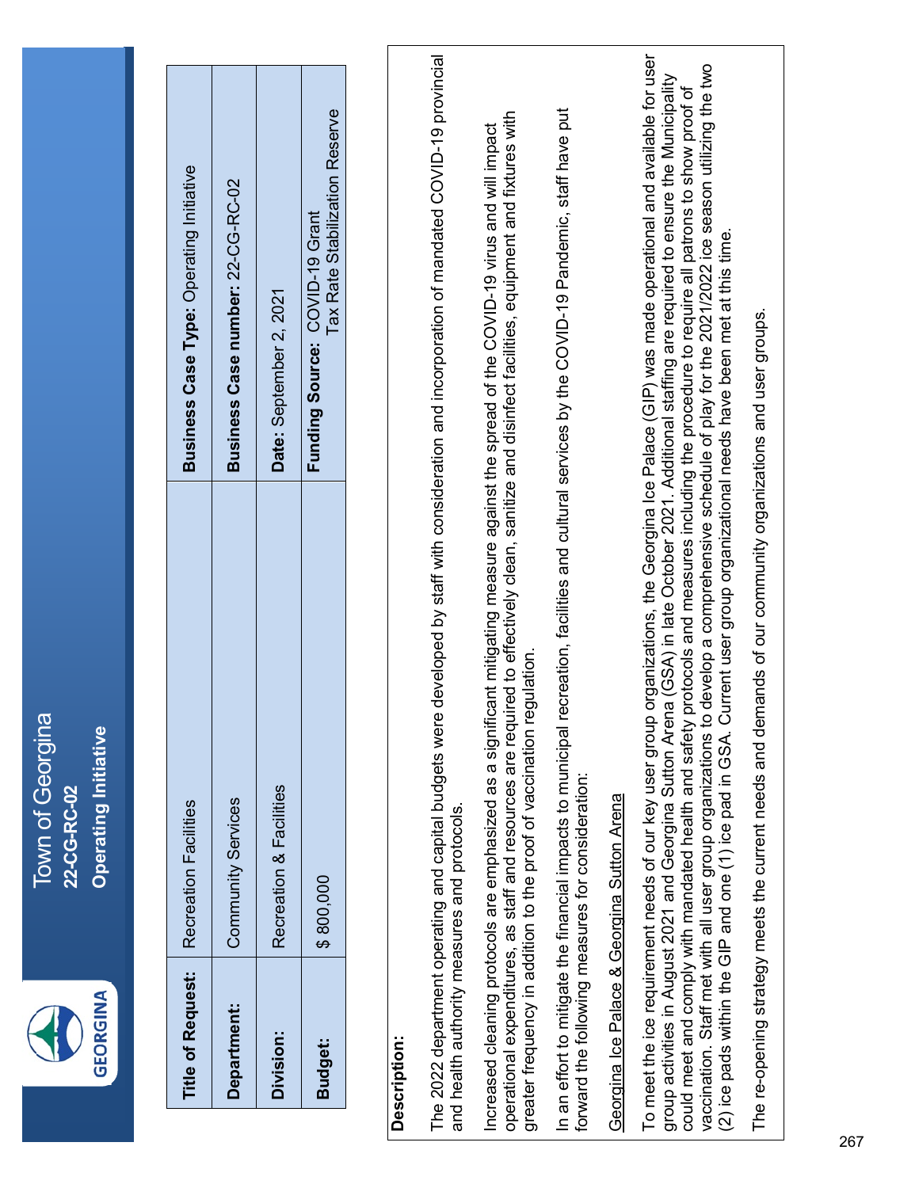# Town of Georgina

**22-CG-RC-02**

**Operating Initiative**

| **Title of Request:** | Recreation Facilities | **Business Case Type:** Operating Initiative |
|---|---|---|
| **Department:** | Community Services | **Business Case number:** 22-CG-RC-02 |
| **Division:** | Recreation & Facilities | **Date:** September 2, 2021 |
| **Budget:** | $ 800,000 | **Funding Source:** COVID-19 Grant<br>Tax Rate Stabilization Reserve |

**Description:**

The 2022 department operating and capital budgets were developed by staff with consideration and incorporation of mandated COVID-19 provincial and health authority measures and protocols.

Increased cleaning protocols are emphasized as a significant mitigating measure against the spread of the COVID-19 virus and will impact operational expenditures, as staff and resources are required to effectively clean, sanitize and disinfect facilities, equipment and fixtures with greater frequency in addition to the proof of vaccination regulation.

In an effort to mitigate the financial impacts to municipal recreation, facilities and cultural services by the COVID-19 Pandemic, staff have put forward the following measures for consideration:

Georgina Ice Palace & Georgina Sutton Arena

To meet the ice requirement needs of our key user group organizations, the Georgina Ice Palace (GIP) was made operational and available for user group activities in August 2021 and Georgina Sutton Arena (GSA) in late October 2021. Additional staffing are require to ensure the Municipality could meet and comply with mandated health and safety protocols and measures including the procedure to require all patrons to show proof of vaccination. Staff met with all user group organizations to develop a comprehensive schedule of play for the 2021/2022 ice season utilizing the two (2) ice pads within the GIP and one (1) ice pad in GSA. Current user group organizational needs have been met at this time.

The re-opening strategy meets the current needs and demands of our community organizations and user groups.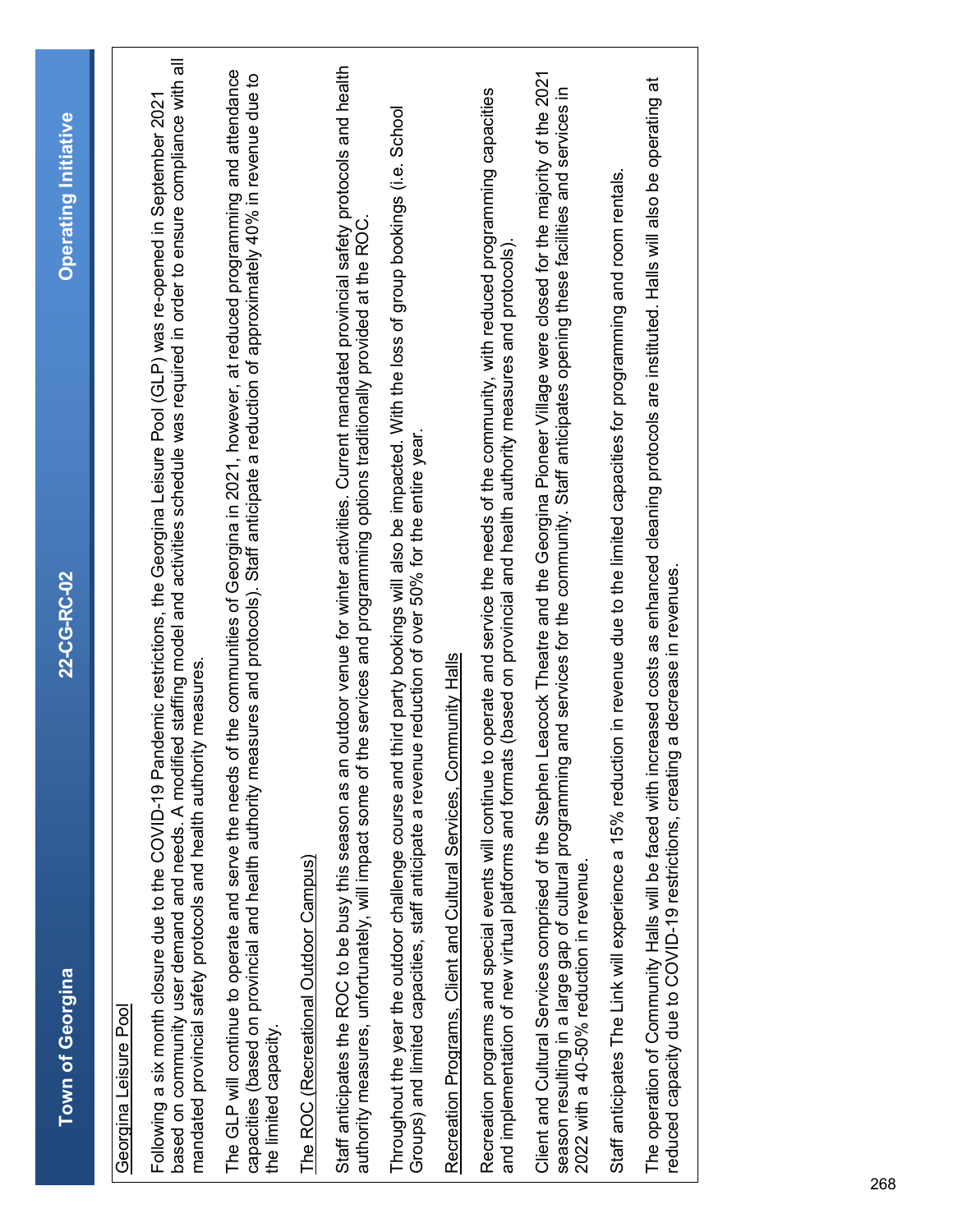Town of Georgina | 22-CG-RC-02 | Operating Initiative

Georgina Leisure Pool

Following a six month closure due to the COVID-19 Pandemic restrictions, the Georgina Leisure Pool (GLP) was re-opened in September 2021 based on community user demand and needs. A modified staffing model and activities schedule was required in order to ensure compliance with all mandated provincial safety protocols and health authority measures.

The GLP will continue to operate and serve the needs of the communities of Georgina in 2021, however, at reduced programming and attendance capacities (based on provincial and health authority measures and protocols). Staff anticipate a reduction of approximately 40% in revenue due to the limited capacity.

The ROC (Recreational Outdoor Campus)

Staff anticipates the ROC to be busy this season as an outdoor venue for winter activities. Current mandated provincial safety protocols and health authority measures, unfortunately, will impact some of the services and programming options traditionally provided at the ROC.

Throughout the year the outdoor challenge course and third party bookings will also be impacted. With the loss of group bookings (i.e. School Groups) and limited capacities, staff anticipate a revenue reduction of over 50% for the entire year.

Recreation Programs, Client and Cultural Services, Community Halls

Recreation programs and special events will continue to operate and service the needs of the community, with reduced programming capacities and implementation of new virtual platforms and formats (based on provincial and health authority measures and protocols).

Client and Cultural Services comprised of the Stephen Leacock Theatre and the Georgina Pioneer Village were closed for the majority of the 2021 season resulting in a large gap of cultural programming and services for the community. Staff anticipates opening these facilities and services in 2022 with a 40-50% reduction in revenue.

Staff anticipates The Link will experience a 15% reduction in revenue due to the limited capacities for programming and room rentals.

The operation of Community Halls will be faced with increased costs as enhanced cleaning protocols are instituted. Halls will also be operating at reduced capacity due to COVID-19 restrictions, creating a decrease in revenues.